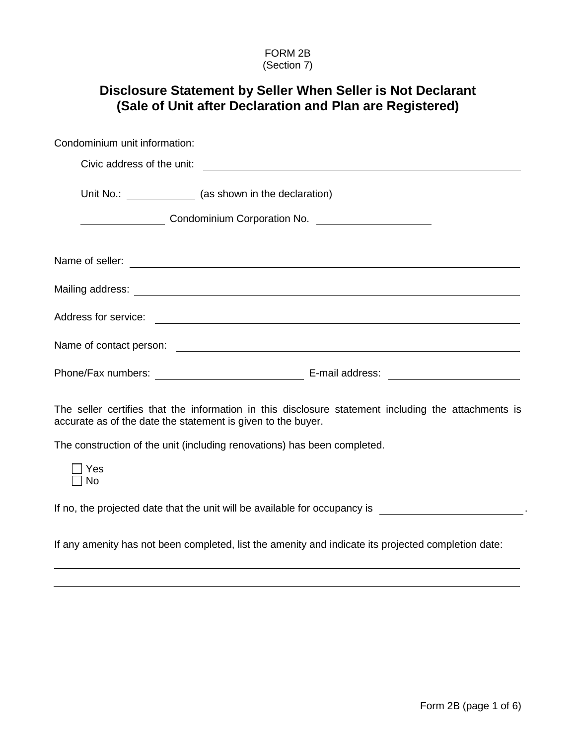FORM 2B
(Section 7)

# Disclosure Statement by Seller When Seller is Not Declarant (Sale of Unit after Declaration and Plan are Registered)

Condominium unit information:

Civic address of the unit: ______________________________

Unit No.: __________ (as shown in the declaration)

__________ Condominium Corporation No. __________

Name of seller: ______________________________

Mailing address: ______________________________

Address for service: ______________________________

Name of contact person: ______________________________

Phone/Fax numbers: __________________ E-mail address: __________________

The seller certifies that the information in this disclosure statement including the attachments is accurate as of the date the statement is given to the buyer.

The construction of the unit (including renovations) has been completed.

☐ Yes
☐ No

If no, the projected date that the unit will be available for occupancy is __________________.

If any amenity has not been completed, list the amenity and indicate its projected completion date:

______________________________

______________________________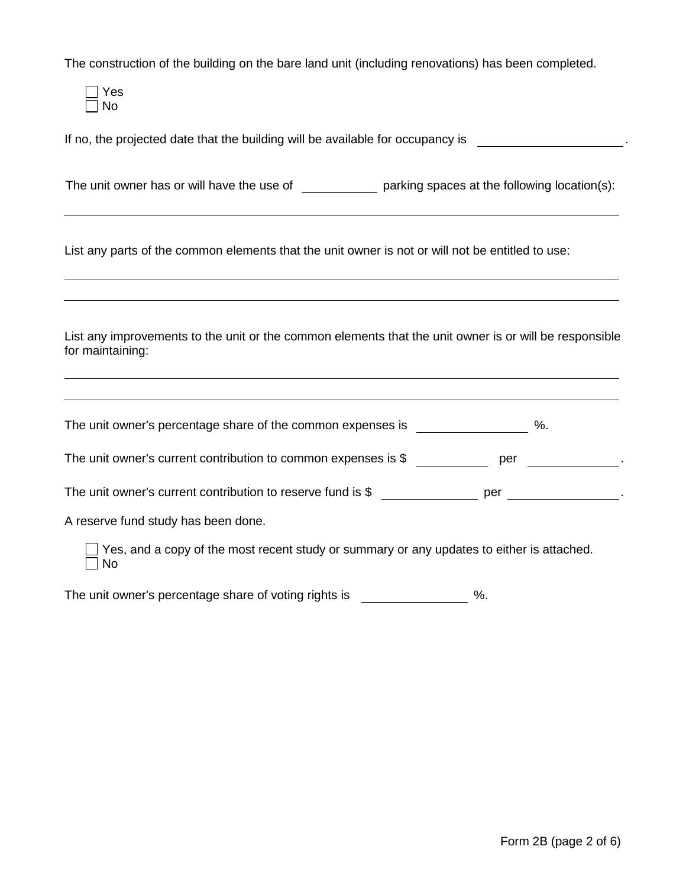The construction of the building on the bare land unit (including renovations) has been completed.

- [ ] Yes
- [ ] No

If no, the projected date that the building will be available for occupancy is ____________________.

The unit owner has or will have the use of __________ parking spaces at the following location(s):

______________________________________________________________________

List any parts of the common elements that the unit owner is not or will not be entitled to use:

______________________________________________________________________

______________________________________________________________________

List any improvements to the unit or the common elements that the unit owner is or will be responsible for maintaining:

______________________________________________________________________

______________________________________________________________________

The unit owner's percentage share of the common expenses is ______________ %.

The unit owner's current contribution to common expenses is $ __________ per ____________.

The unit owner's current contribution to reserve fund is $ ____________ per ______________.

A reserve fund study has been done.

- [ ] Yes, and a copy of the most recent study or summary or any updates to either is attached.
- [ ] No

The unit owner's percentage share of voting rights is ______________ %.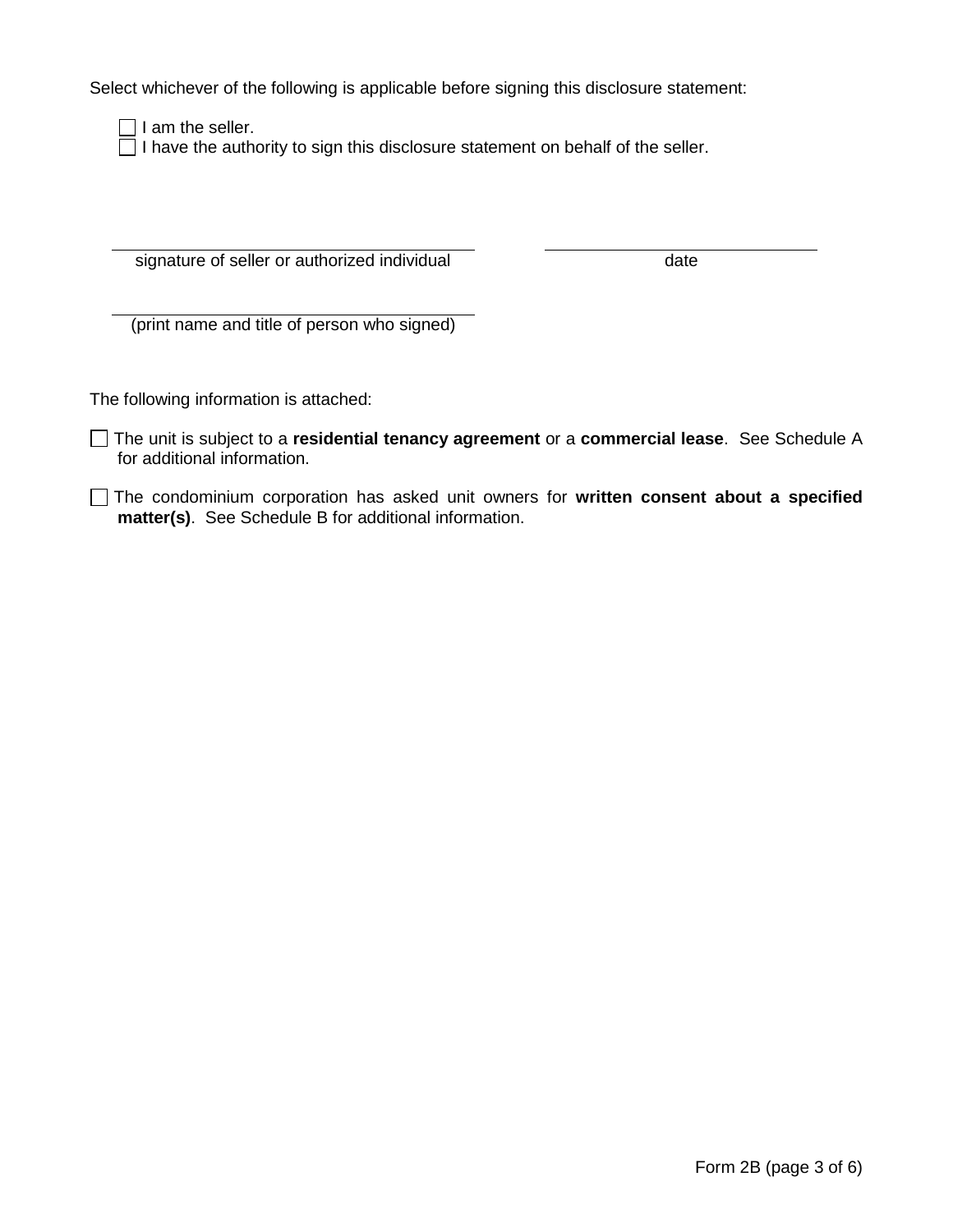Select whichever of the following is applicable before signing this disclosure statement:

- ☐ I am the seller.
- ☐ I have the authority to sign this disclosure statement on behalf of the seller.

\_\_\_\_\_\_\_\_\_\_\_\_\_\_\_\_\_\_\_\_\_\_\_\_\_\_\_\_\_\_\_\_\_\_\_\_\_\_\_\_ &nbsp;&nbsp;&nbsp;&nbsp; \_\_\_\_\_\_\_\_\_\_\_\_\_\_\_\_\_\_\_\_\_\_\_\_\_\_\_\_\_\_
signature of seller or authorized individual &nbsp;&nbsp;&nbsp;&nbsp; date

\_\_\_\_\_\_\_\_\_\_\_\_\_\_\_\_\_\_\_\_\_\_\_\_\_\_\_\_\_\_\_\_\_\_\_\_\_\_\_\_
(print name and title of person who signed)

The following information is attached:

- ☐ The unit is subject to a **residential tenancy agreement** or a **commercial lease**. See Schedule A for additional information.
- ☐ The condominium corporation has asked unit owners for **written consent about a specified matter(s)**. See Schedule B for additional information.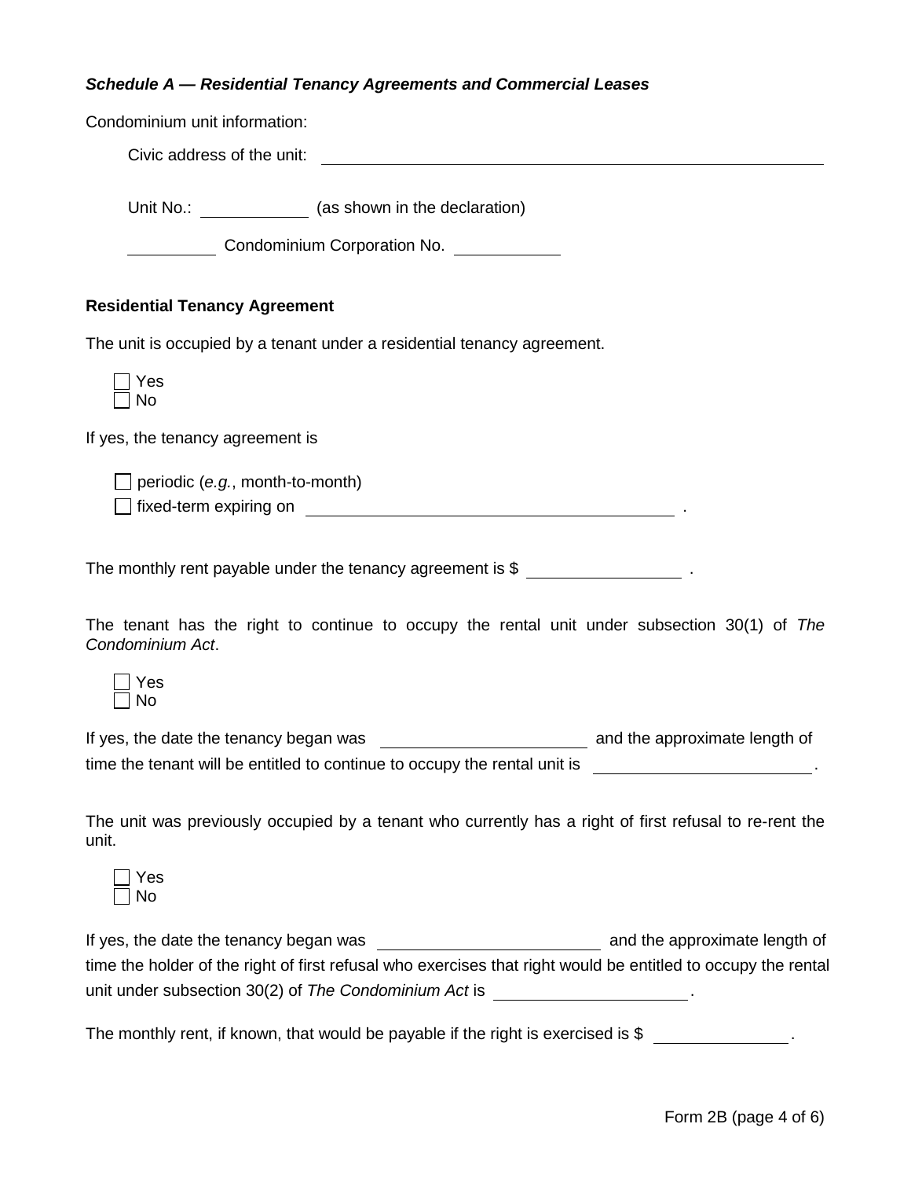***Schedule A — Residential Tenancy Agreements and Commercial Leases***

Condominium unit information:

Civic address of the unit: ______________________________________________

Unit No.: __________ (as shown in the declaration)

__________ Condominium Corporation No. __________

**Residential Tenancy Agreement**

The unit is occupied by a tenant under a residential tenancy agreement.

- ☐ Yes
- ☐ No

If yes, the tenancy agreement is

- ☐ periodic (*e.g.*, month-to-month)
- ☐ fixed-term expiring on ______________________________ .

The monthly rent payable under the tenancy agreement is $ ______________ .

The tenant has the right to continue to occupy the rental unit under subsection 30(1) of *The Condominium Act*.

- ☐ Yes
- ☐ No

If yes, the date the tenancy began was ____________________ and the approximate length of time the tenant will be entitled to continue to occupy the rental unit is ____________________.

The unit was previously occupied by a tenant who currently has a right of first refusal to re-rent the unit.

- ☐ Yes
- ☐ No

If yes, the date the tenancy began was ____________________ and the approximate length of time the holder of the right of first refusal who exercises that right would be entitled to occupy the rental unit under subsection 30(2) of *The Condominium Act* is ____________________.

The monthly rent, if known, that would be payable if the right is exercised is $ ______________.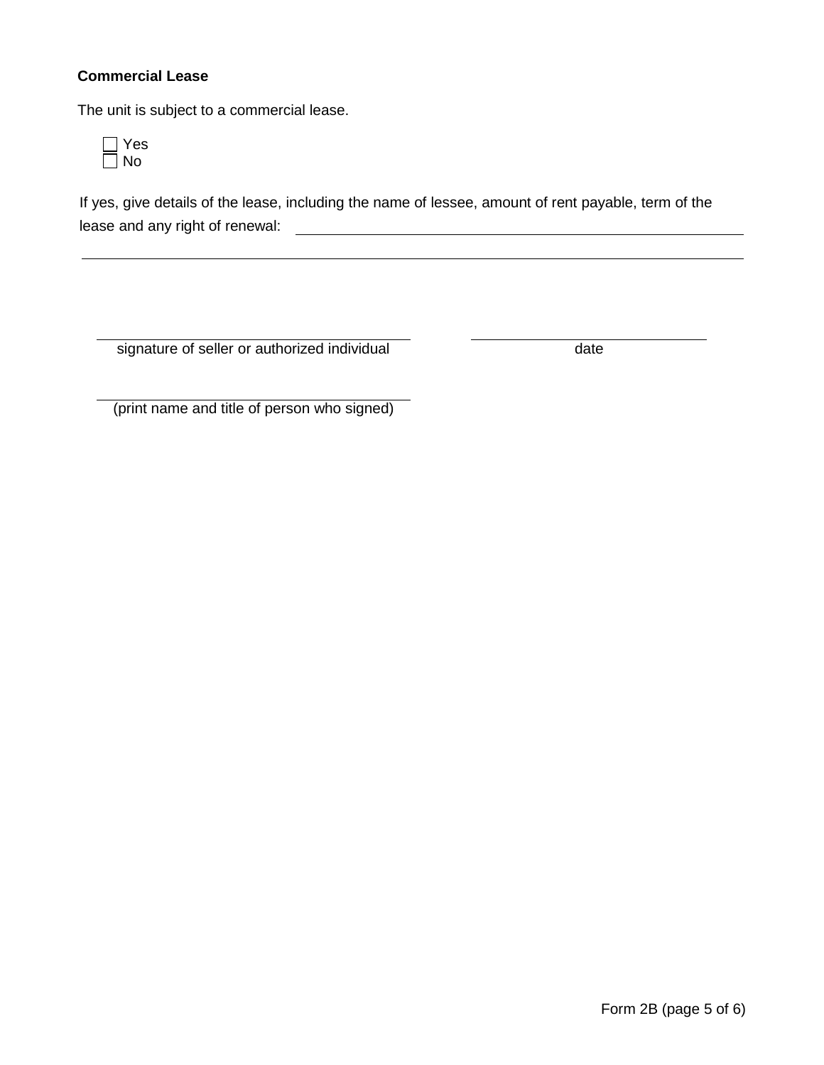**Commercial Lease**

The unit is subject to a commercial lease.

☐ Yes
☐ No

If yes, give details of the lease, including the name of lessee, amount of rent payable, term of the lease and any right of renewal: \_\_\_\_\_\_\_\_\_\_\_\_\_\_\_\_\_\_\_\_\_\_\_\_\_\_\_\_\_\_\_\_\_\_\_\_\_\_\_\_

\_\_\_\_\_\_\_\_\_\_\_\_\_\_\_\_\_\_\_\_\_\_\_\_\_\_\_\_\_\_\_\_\_\_\_\_\_\_\_\_\_\_\_\_\_\_\_\_\_\_\_\_\_\_\_\_\_\_\_\_\_\_\_\_

\_\_\_\_\_\_\_\_\_\_\_\_\_\_\_\_\_\_\_\_\_\_\_\_\_\_\_\_\_\_\_\_\_\_\_\_ \_\_\_\_\_\_\_\_\_\_\_\_\_\_\_\_\_\_\_\_\_\_\_\_
signature of seller or authorized individual date

\_\_\_\_\_\_\_\_\_\_\_\_\_\_\_\_\_\_\_\_\_\_\_\_\_\_\_\_\_\_\_\_\_\_\_\_
(print name and title of person who signed)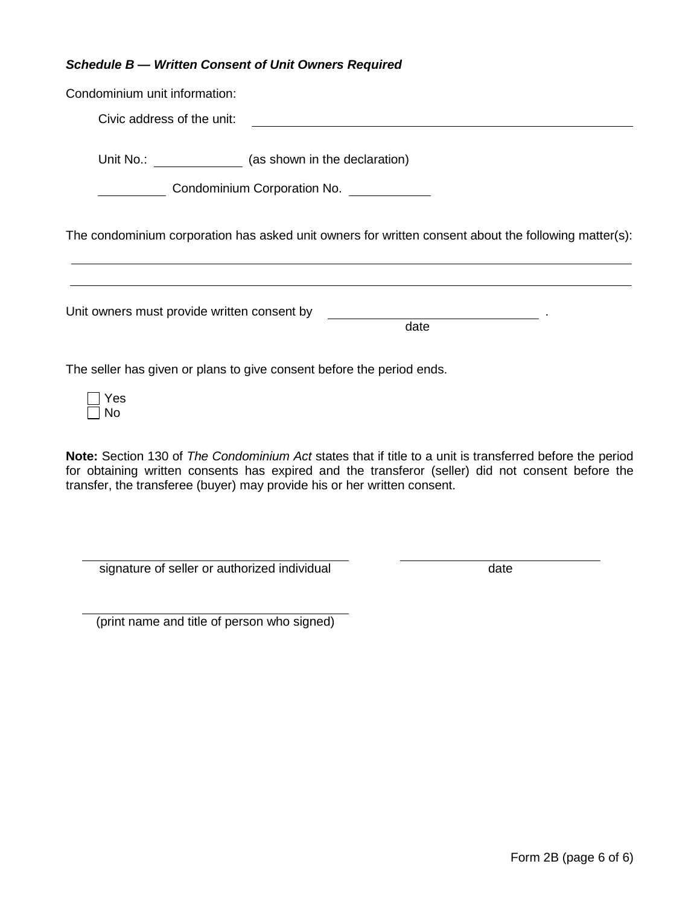***Schedule B — Written Consent of Unit Owners Required***

Condominium unit information:

Civic address of the unit: ____________________________________________

Unit No.: ____________ (as shown in the declaration)

__________ Condominium Corporation No. ___________

The condominium corporation has asked unit owners for written consent about the following matter(s):

______________________________________________________________________

______________________________________________________________________

Unit owners must provide written consent by ______________________________ .
date

The seller has given or plans to give consent before the period ends.

☐ Yes
☐ No

**Note:** Section 130 of *The Condominium Act* states that if title to a unit is transferred before the period for obtaining written consents has expired and the transferor (seller) did not consent before the transfer, the transferee (buyer) may provide his or her written consent.

________________________________________ ______________________________
signature of seller or authorized individual date

________________________________________
(print name and title of person who signed)

Form 2B (page 6 of 6)